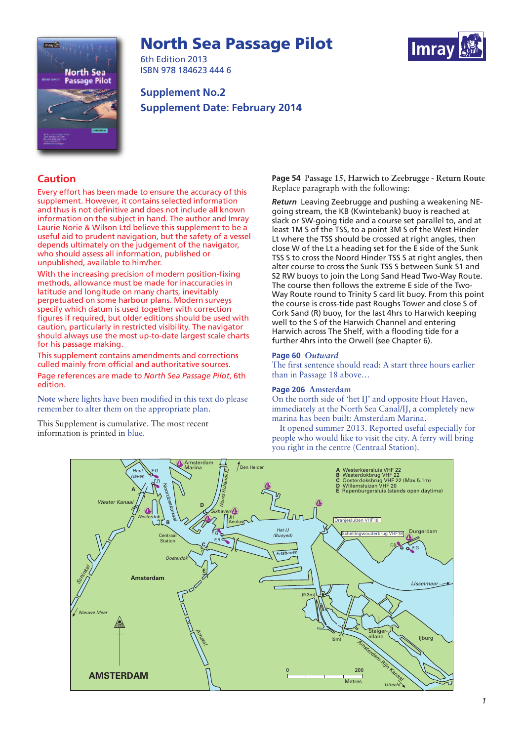# North Sea Passage Pilot

6th Edition 2013
ISBN 978 184623 444 6

**Supplement No.2**
**Supplement Date: February 2014**

## Caution

Every effort has been made to ensure the accuracy of this supplement. However, it contains selected information and thus is not definitive and does not include all known information on the subject in hand. The author and Imray Laurie Norie & Wilson Ltd believe this supplement to be a useful aid to prudent navigation, but the safety of a vessel depends ultimately on the judgement of the navigator, who should assess all information, published or unpublished, available to him/her.

With the increasing precision of modern position-fixing methods, allowance must be made for inaccuracies in latitude and longitude on many charts, inevitably perpetuated on some harbour plans. Modern surveys specify which datum is used together with correction figures if required, but older editions should be used with caution, particularly in restricted visibility. The navigator should always use the most up-to-date largest scale charts for his passage making.

This supplement contains amendments and corrections culled mainly from official and authoritative sources.

Page references are made to *North Sea Passage Pilot*, 6th edition.

**Note** where lights have been modified in this text do please remember to alter them on the appropriate plan.

This Supplement is cumulative. The most recent information is printed in blue.

**Page 54** Passage 15, Harwich to Zeebrugge - Return Route
Replace paragraph with the following:

***Return*** Leaving Zeebrugge and pushing a weakening NE-going stream, the KB (Kwintebank) buoy is reached at slack or SW-going tide and a course set parallel to, and at least 1M S of the TSS, to a point 3M S of the West Hinder Lt where the TSS should be crossed at right angles, then close W of the Lt a heading set for the E side of the Sunk TSS S to cross the Noord Hinder TSS S at right angles, then alter course to cross the Sunk TSS S between Sunk S1 and S2 RW buoys to join the Long Sand Head Two-Way Route. The course then follows the extreme E side of the Two-Way Route round to Trinity S card lit buoy. From this point the course is cross-tide past Roughs Tower and close S of Cork Sand (R) buoy, for the last 4hrs to Harwich keeping well to the S of the Harwich Channel and entering Harwich across The Shelf, with a flooding tide for a further 4hrs into the Orwell (see Chapter 6).

**Page 60** *Outward*
The first sentence should read: A start three hours earlier than in Passage 18 above…

**Page 206** Amsterdam
On the north side of 'het IJ' and opposite Hout Haven, immediately at the North Sea Canal/IJ, a completely new marina has been built: Amsterdam Marina.

It opened summer 2013. Reported useful especially for people who would like to visit the city. A ferry will bring you right in the centre (Centraal Station).

A Westerkeersluis VHF 22
B Westerdokbrug VHF 22
C Oosterdoksbrug VHF 22 (Max 5.1m)
D Willemsluizen VHF 20
E Rapenburgersluis (stands open daytime)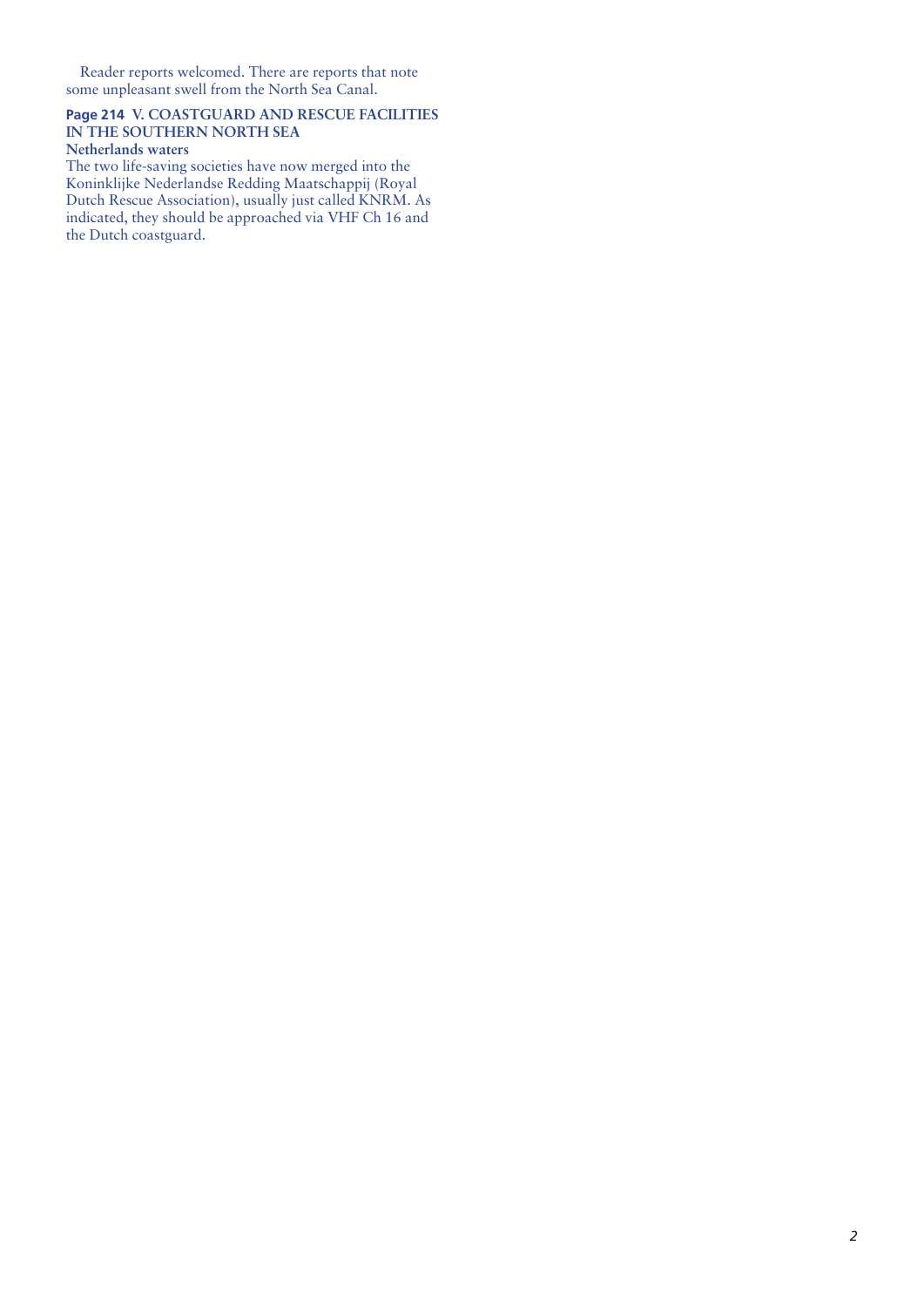Reader reports welcomed. There are reports that note some unpleasant swell from the North Sea Canal.

**Page 214 V. COASTGUARD AND RESCUE FACILITIES IN THE SOUTHERN NORTH SEA**

**Netherlands waters**

The two life-saving societies have now merged into the Koninklijke Nederlandse Redding Maatschappij (Royal Dutch Rescue Association), usually just called KNRM. As indicated, they should be approached via VHF Ch 16 and the Dutch coastguard.